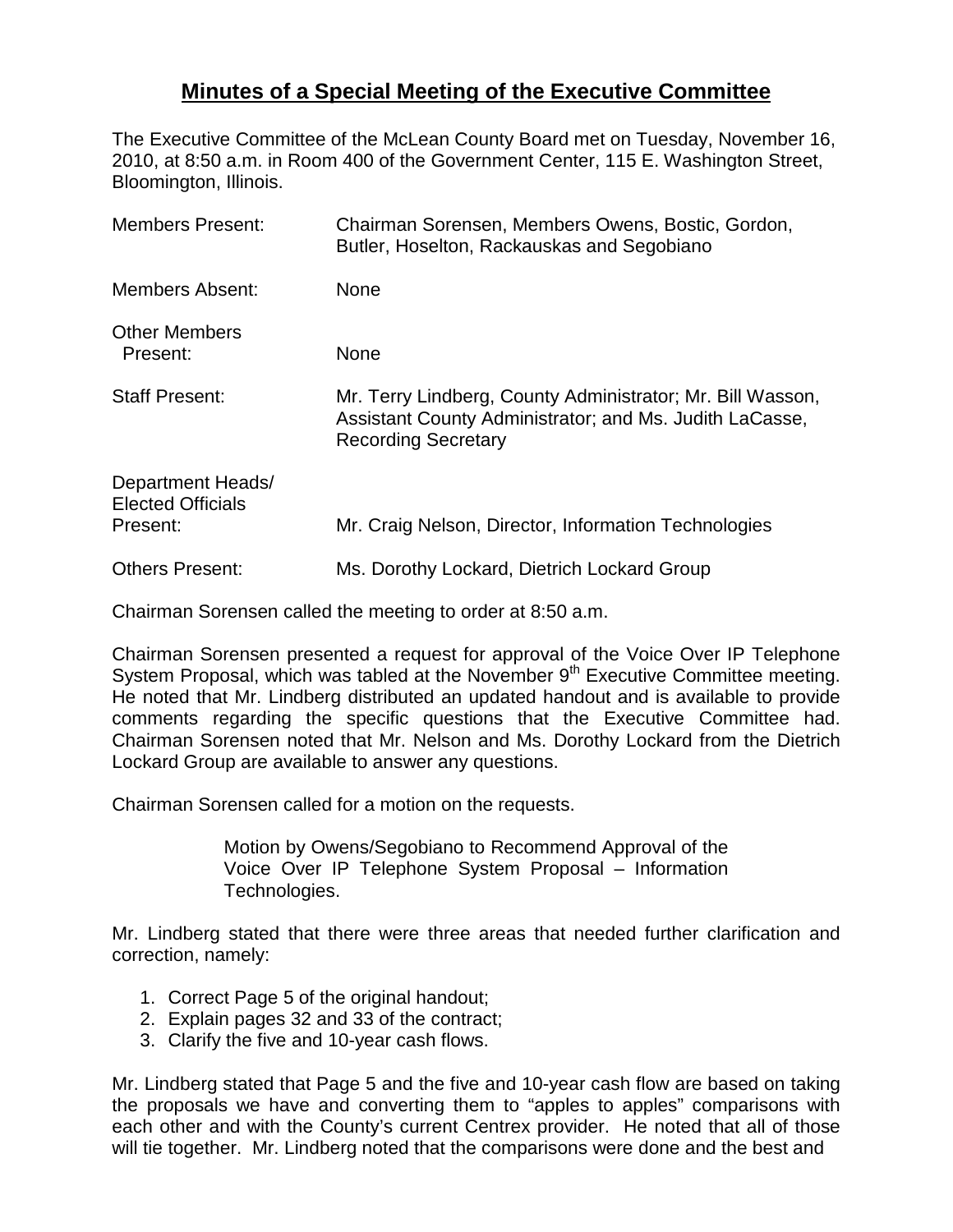# Minutes of a Special Meeting of the Executive Committee

The Executive Committee of the McLean County Board met on Tuesday, November 16, 2010, at 8:50 a.m. in Room 400 of the Government Center, 115 E. Washington Street, Bloomington, Illinois.

| | |
|---|---|
| Members Present: | Chairman Sorensen, Members Owens, Bostic, Gordon, Butler, Hoselton, Rackauskas and Segobiano |
| Members Absent: | None |
| Other Members Present: | None |
| Staff Present: | Mr. Terry Lindberg, County Administrator; Mr. Bill Wasson, Assistant County Administrator; and Ms. Judith LaCasse, Recording Secretary |
| Department Heads/ Elected Officials Present: | Mr. Craig Nelson, Director, Information Technologies |
| Others Present: | Ms. Dorothy Lockard, Dietrich Lockard Group |

Chairman Sorensen called the meeting to order at 8:50 a.m.

Chairman Sorensen presented a request for approval of the Voice Over IP Telephone System Proposal, which was tabled at the November 9th Executive Committee meeting. He noted that Mr. Lindberg distributed an updated handout and is available to provide comments regarding the specific questions that the Executive Committee had. Chairman Sorensen noted that Mr. Nelson and Ms. Dorothy Lockard from the Dietrich Lockard Group are available to answer any questions.

Chairman Sorensen called for a motion on the requests.

> Motion by Owens/Segobiano to Recommend Approval of the Voice Over IP Telephone System Proposal – Information Technologies.

Mr. Lindberg stated that there were three areas that needed further clarification and correction, namely:

1. Correct Page 5 of the original handout;
2. Explain pages 32 and 33 of the contract;
3. Clarify the five and 10-year cash flows.

Mr. Lindberg stated that Page 5 and the five and 10-year cash flow are based on taking the proposals we have and converting them to "apples to apples" comparisons with each other and with the County's current Centrex provider. He noted that all of those will tie together. Mr. Lindberg noted that the comparisons were done and the best and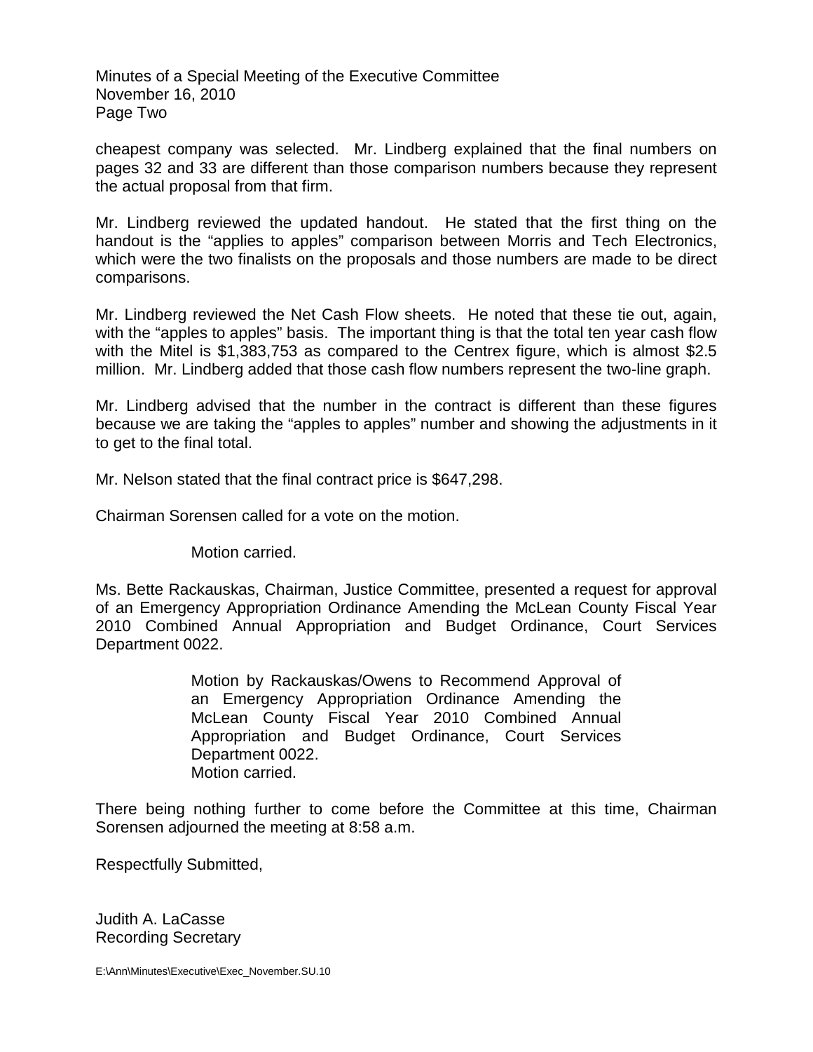cheapest company was selected. Mr. Lindberg explained that the final numbers on pages 32 and 33 are different than those comparison numbers because they represent the actual proposal from that firm.

Mr. Lindberg reviewed the updated handout. He stated that the first thing on the handout is the "applies to apples" comparison between Morris and Tech Electronics, which were the two finalists on the proposals and those numbers are made to be direct comparisons.

Mr. Lindberg reviewed the Net Cash Flow sheets. He noted that these tie out, again, with the "apples to apples" basis. The important thing is that the total ten year cash flow with the Mitel is $1,383,753 as compared to the Centrex figure, which is almost $2.5 million. Mr. Lindberg added that those cash flow numbers represent the two-line graph.

Mr. Lindberg advised that the number in the contract is different than these figures because we are taking the "apples to apples" number and showing the adjustments in it to get to the final total.

Mr. Nelson stated that the final contract price is $647,298.

Chairman Sorensen called for a vote on the motion.

> Motion carried.

Ms. Bette Rackauskas, Chairman, Justice Committee, presented a request for approval of an Emergency Appropriation Ordinance Amending the McLean County Fiscal Year 2010 Combined Annual Appropriation and Budget Ordinance, Court Services Department 0022.

> Motion by Rackauskas/Owens to Recommend Approval of an Emergency Appropriation Ordinance Amending the McLean County Fiscal Year 2010 Combined Annual Appropriation and Budget Ordinance, Court Services Department 0022.
> Motion carried.

There being nothing further to come before the Committee at this time, Chairman Sorensen adjourned the meeting at 8:58 a.m.

Respectfully Submitted,

Judith A. LaCasse
Recording Secretary

E:\Ann\Minutes\Executive\Exec_November.SU.10